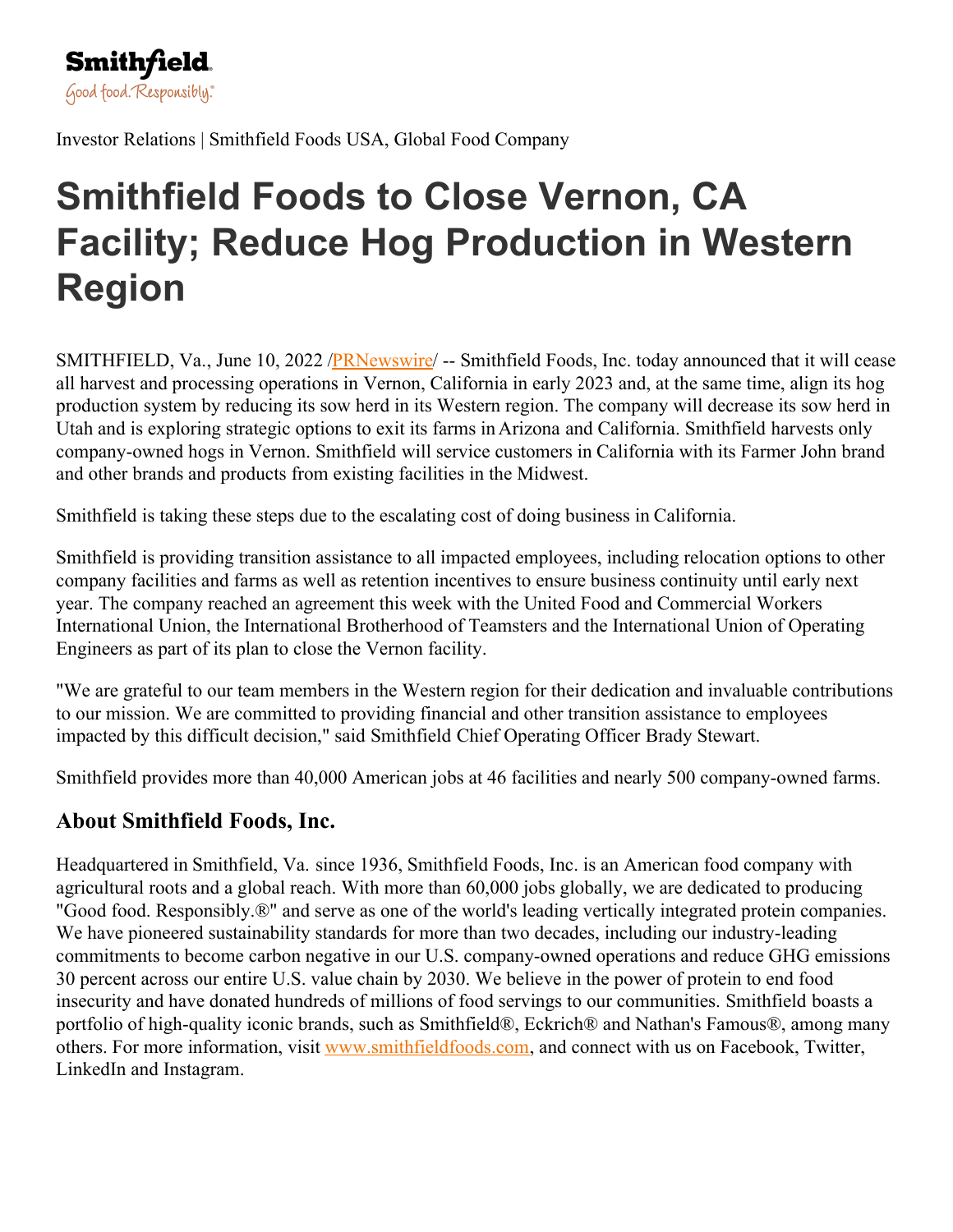Smithfield
Good food. Responsibly.®

Investor Relations | Smithfield Foods USA, Global Food Company

# Smithfield Foods to Close Vernon, CA Facility; Reduce Hog Production in Western Region

SMITHFIELD, Va., June 10, 2022 /PRNewswire/ -- Smithfield Foods, Inc. today announced that it will cease all harvest and processing operations in Vernon, California in early 2023 and, at the same time, align its hog production system by reducing its sow herd in its Western region. The company will decrease its sow herd in Utah and is exploring strategic options to exit its farms in Arizona and California. Smithfield harvests only company-owned hogs in Vernon. Smithfield will service customers in California with its Farmer John brand and other brands and products from existing facilities in the Midwest.

Smithfield is taking these steps due to the escalating cost of doing business in California.

Smithfield is providing transition assistance to all impacted employees, including relocation options to other company facilities and farms as well as retention incentives to ensure business continuity until early next year. The company reached an agreement this week with the United Food and Commercial Workers International Union, the International Brotherhood of Teamsters and the International Union of Operating Engineers as part of its plan to close the Vernon facility.

"We are grateful to our team members in the Western region for their dedication and invaluable contributions to our mission. We are committed to providing financial and other transition assistance to employees impacted by this difficult decision," said Smithfield Chief Operating Officer Brady Stewart.

Smithfield provides more than 40,000 American jobs at 46 facilities and nearly 500 company-owned farms.

## About Smithfield Foods, Inc.

Headquartered in Smithfield, Va. since 1936, Smithfield Foods, Inc. is an American food company with agricultural roots and a global reach. With more than 60,000 jobs globally, we are dedicated to producing "Good food. Responsibly.®" and serve as one of the world's leading vertically integrated protein companies. We have pioneered sustainability standards for more than two decades, including our industry-leading commitments to become carbon negative in our U.S. company-owned operations and reduce GHG emissions 30 percent across our entire U.S. value chain by 2030. We believe in the power of protein to end food insecurity and have donated hundreds of millions of food servings to our communities. Smithfield boasts a portfolio of high-quality iconic brands, such as Smithfield®, Eckrich® and Nathan's Famous®, among many others. For more information, visit www.smithfieldfoods.com, and connect with us on Facebook, Twitter, LinkedIn and Instagram.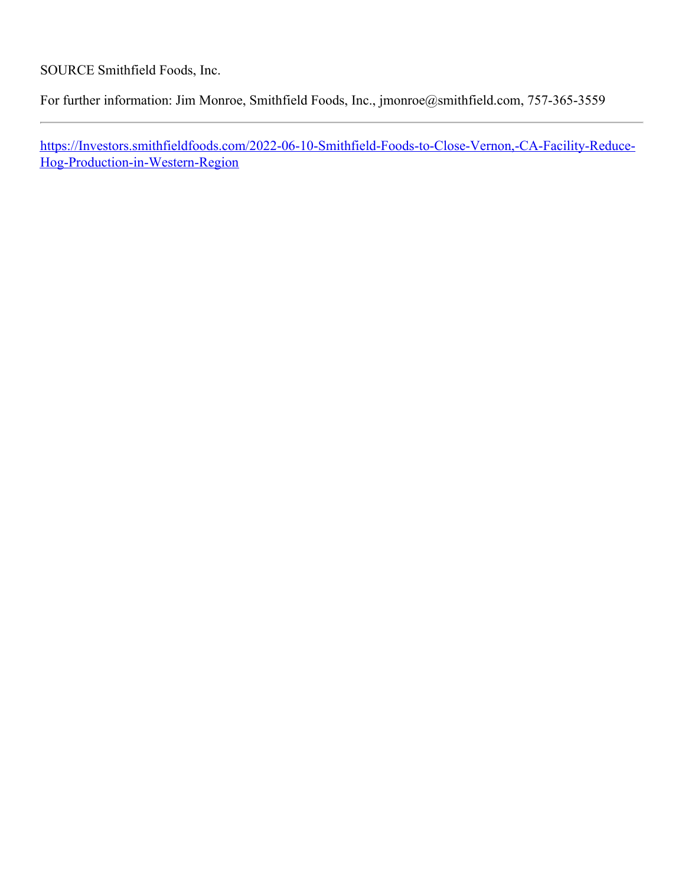SOURCE Smithfield Foods, Inc.

For further information: Jim Monroe, Smithfield Foods, Inc., jmonroe@smithfield.com, 757-365-3559

---

[https://Investors.smithfieldfoods.com/2022-06-10-Smithfield-Foods-to-Close-Vernon,-CA-Facility-Reduce-Hog-Production-in-Western-Region](https://Investors.smithfieldfoods.com/2022-06-10-Smithfield-Foods-to-Close-Vernon,-CA-Facility-Reduce-Hog-Production-in-Western-Region)